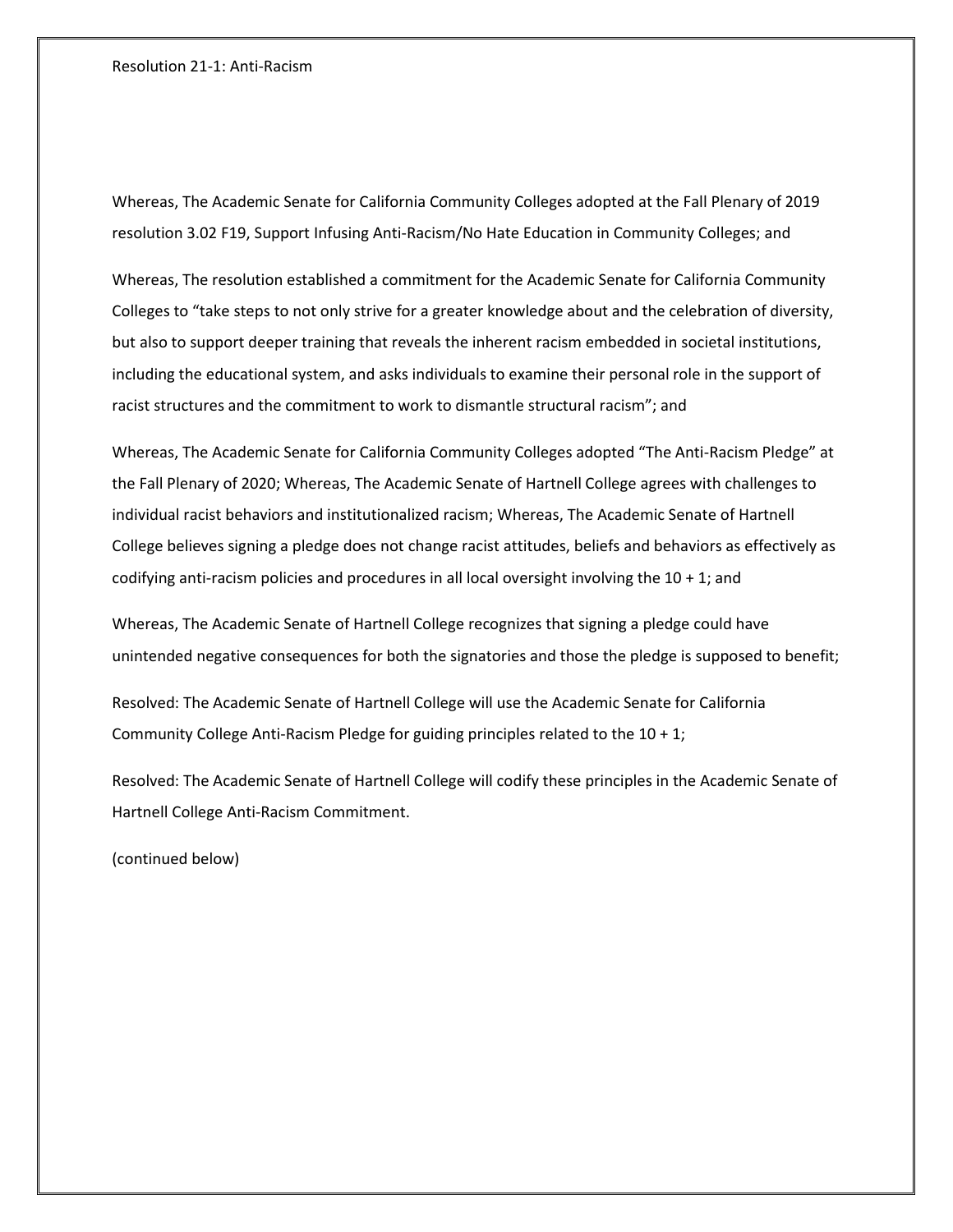# Resolution 21-1: Anti-Racism

Whereas, The Academic Senate for California Community Colleges adopted at the Fall Plenary of 2019 resolution 3.02 F19, Support Infusing Anti-Racism/No Hate Education in Community Colleges; and

Whereas, The resolution established a commitment for the Academic Senate for California Community Colleges to "take steps to not only strive for a greater knowledge about and the celebration of diversity, but also to support deeper training that reveals the inherent racism embedded in societal institutions, including the educational system, and asks individuals to examine their personal role in the support of racist structures and the commitment to work to dismantle structural racism"; and

Whereas, The Academic Senate for California Community Colleges adopted "The Anti-Racism Pledge" at the Fall Plenary of 2020; Whereas, The Academic Senate of Hartnell College agrees with challenges to individual racist behaviors and institutionalized racism; Whereas, The Academic Senate of Hartnell College believes signing a pledge does not change racist attitudes, beliefs and behaviors as effectively as codifying anti-racism policies and procedures in all local oversight involving the 10 + 1; and

Whereas, The Academic Senate of Hartnell College recognizes that signing a pledge could have unintended negative consequences for both the signatories and those the pledge is supposed to benefit;

Resolved: The Academic Senate of Hartnell College will use the Academic Senate for California Community College Anti-Racism Pledge for guiding principles related to the 10 + 1;

Resolved: The Academic Senate of Hartnell College will codify these principles in the Academic Senate of Hartnell College Anti-Racism Commitment.

(continued below)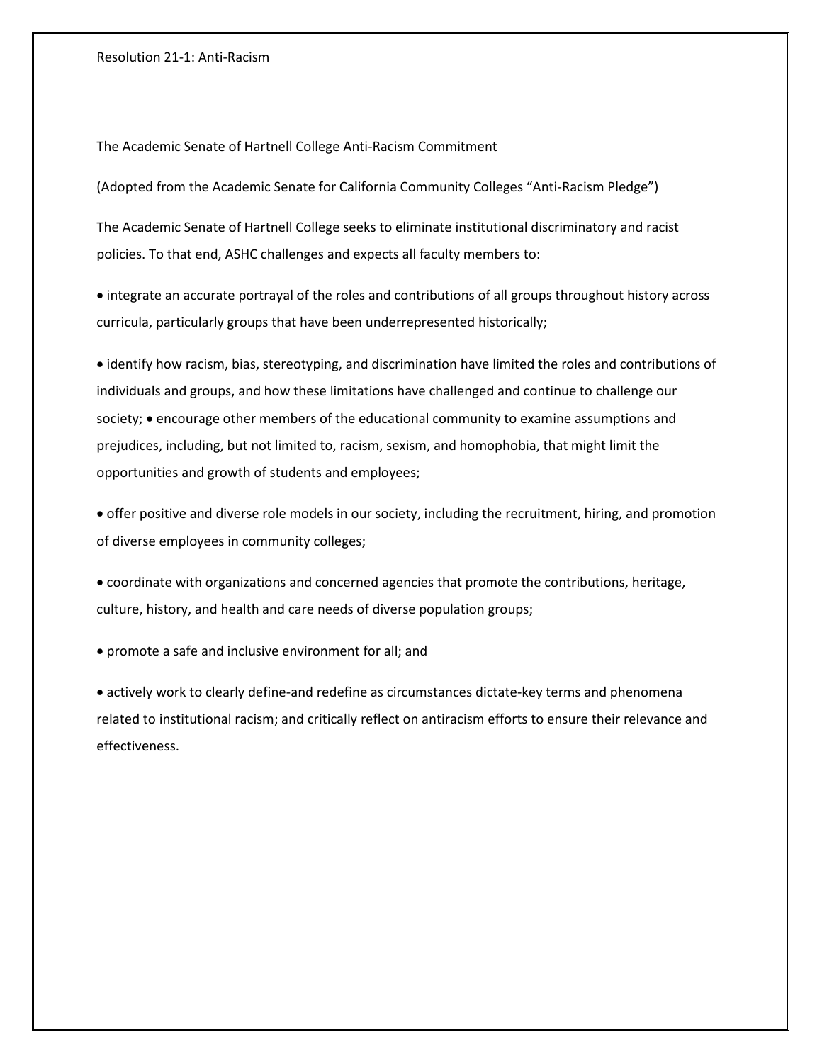Resolution 21-1: Anti-Racism

The Academic Senate of Hartnell College Anti-Racism Commitment

(Adopted from the Academic Senate for California Community Colleges "Anti-Racism Pledge")

The Academic Senate of Hartnell College seeks to eliminate institutional discriminatory and racist policies. To that end, ASHC challenges and expects all faculty members to:

- integrate an accurate portrayal of the roles and contributions of all groups throughout history across curricula, particularly groups that have been underrepresented historically;

- identify how racism, bias, stereotyping, and discrimination have limited the roles and contributions of individuals and groups, and how these limitations have challenged and continue to challenge our society; • encourage other members of the educational community to examine assumptions and prejudices, including, but not limited to, racism, sexism, and homophobia, that might limit the opportunities and growth of students and employees;

- offer positive and diverse role models in our society, including the recruitment, hiring, and promotion of diverse employees in community colleges;

- coordinate with organizations and concerned agencies that promote the contributions, heritage, culture, history, and health and care needs of diverse population groups;

- promote a safe and inclusive environment for all; and

- actively work to clearly define-and redefine as circumstances dictate-key terms and phenomena related to institutional racism; and critically reflect on antiracism efforts to ensure their relevance and effectiveness.